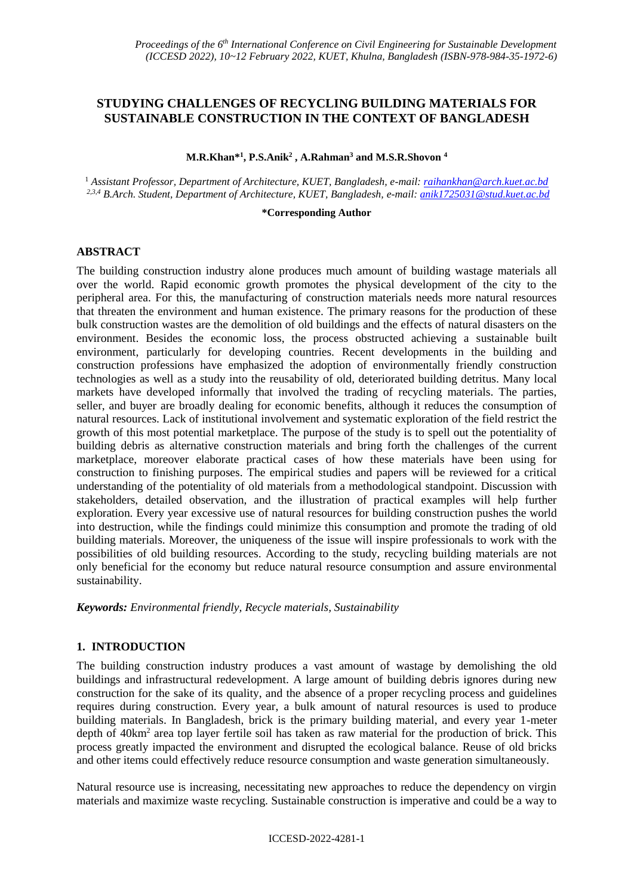# STUDYING CHALLENGES OF RECYCLING BUILDING MATERIALS FOR SUSTAINABLE CONSTRUCTION IN THE CONTEXT OF BANGLADESH

**M.R.Khan*[1], P.S.Anik[2] , A.Rahman[3] and M.S.R.Shovon [4]**

[1] *Assistant Professor, Department of Architecture, KUET, Bangladesh, e-mail: raihankhan@arch.kuet.ac.bd*
[2,3,4] *B.Arch. Student, Department of Architecture, KUET, Bangladesh, e-mail: anik1725031@stud.kuet.ac.bd*

**\*Corresponding Author**

## ABSTRACT

The building construction industry alone produces much amount of building wastage materials all over the world. Rapid economic growth promotes the physical development of the city to the peripheral area. For this, the manufacturing of construction materials needs more natural resources that threaten the environment and human existence. The primary reasons for the production of these bulk construction wastes are the demolition of old buildings and the effects of natural disasters on the environment. Besides the economic loss, the process obstructed achieving a sustainable built environment, particularly for developing countries. Recent developments in the building and construction professions have emphasized the adoption of environmentally friendly construction technologies as well as a study into the reusability of old, deteriorated building detritus. Many local markets have developed informally that involved the trading of recycling materials. The parties, seller, and buyer are broadly dealing for economic benefits, although it reduces the consumption of natural resources. Lack of institutional involvement and systematic exploration of the field restrict the growth of this most potential marketplace. The purpose of the study is to spell out the potentiality of building debris as alternative construction materials and bring forth the challenges of the current marketplace, moreover elaborate practical cases of how these materials have been using for construction to finishing purposes. The empirical studies and papers will be reviewed for a critical understanding of the potentiality of old materials from a methodological standpoint. Discussion with stakeholders, detailed observation, and the illustration of practical examples will help further exploration. Every year excessive use of natural resources for building construction pushes the world into destruction, while the findings could minimize this consumption and promote the trading of old building materials. Moreover, the uniqueness of the issue will inspire professionals to work with the possibilities of old building resources. According to the study, recycling building materials are not only beneficial for the economy but reduce natural resource consumption and assure environmental sustainability.

***Keywords:*** *Environmental friendly, Recycle materials, Sustainability*

## 1. INTRODUCTION

The building construction industry produces a vast amount of wastage by demolishing the old buildings and infrastructural redevelopment. A large amount of building debris ignores during new construction for the sake of its quality, and the absence of a proper recycling process and guidelines requires during construction. Every year, a bulk amount of natural resources is used to produce building materials. In Bangladesh, brick is the primary building material, and every year 1-meter depth of 40km$^2$ area top layer fertile soil has taken as raw material for the production of brick. This process greatly impacted the environment and disrupted the ecological balance. Reuse of old bricks and other items could effectively reduce resource consumption and waste generation simultaneously.

Natural resource use is increasing, necessitating new approaches to reduce the dependency on virgin materials and maximize waste recycling. Sustainable construction is imperative and could be a way to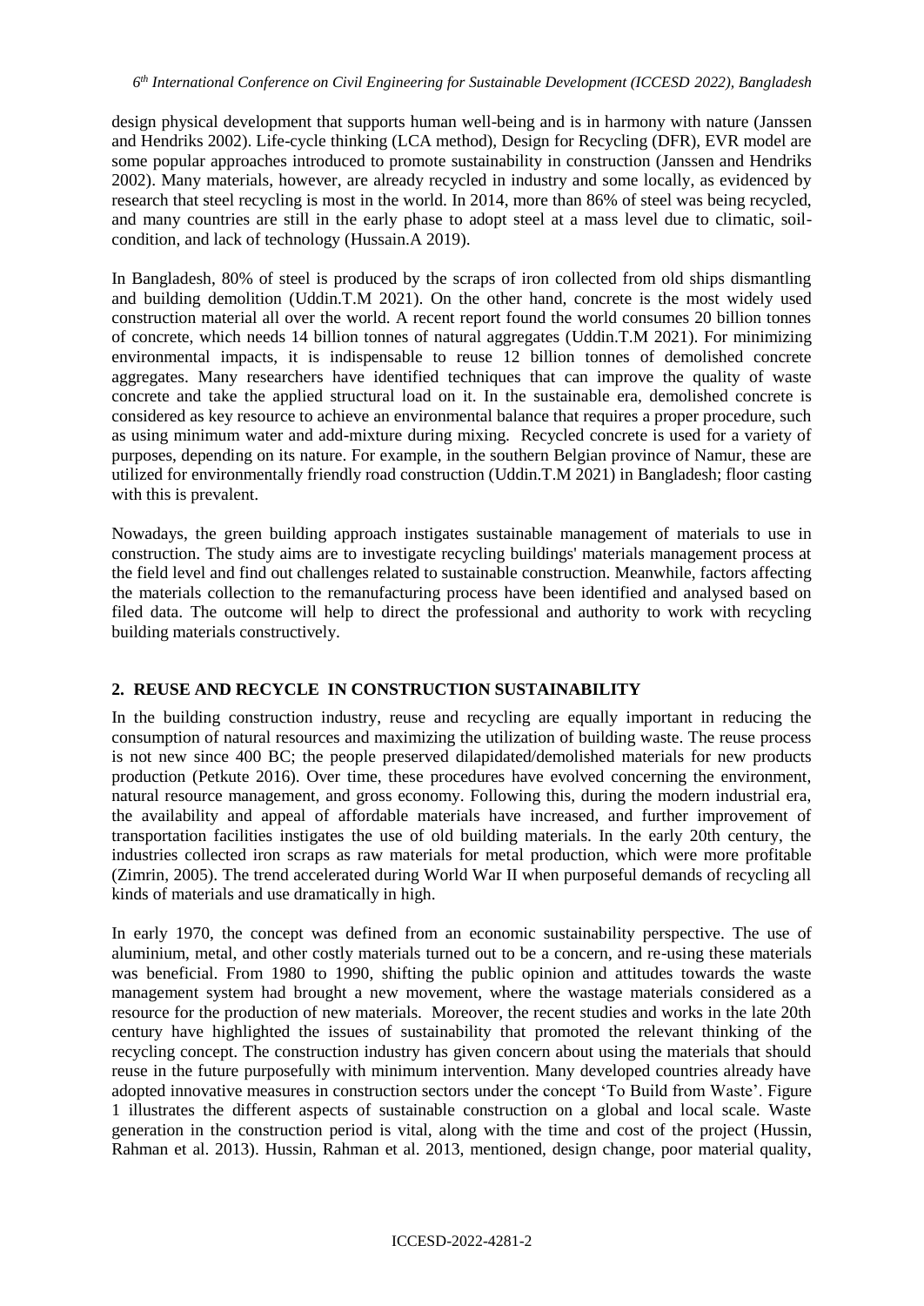design physical development that supports human well-being and is in harmony with nature (Janssen and Hendriks 2002). Life-cycle thinking (LCA method), Design for Recycling (DFR), EVR model are some popular approaches introduced to promote sustainability in construction (Janssen and Hendriks 2002). Many materials, however, are already recycled in industry and some locally, as evidenced by research that steel recycling is most in the world. In 2014, more than 86% of steel was being recycled, and many countries are still in the early phase to adopt steel at a mass level due to climatic, soil-condition, and lack of technology (Hussain.A 2019).

In Bangladesh, 80% of steel is produced by the scraps of iron collected from old ships dismantling and building demolition (Uddin.T.M 2021). On the other hand, concrete is the most widely used construction material all over the world. A recent report found the world consumes 20 billion tonnes of concrete, which needs 14 billion tonnes of natural aggregates (Uddin.T.M 2021). For minimizing environmental impacts, it is indispensable to reuse 12 billion tonnes of demolished concrete aggregates. Many researchers have identified techniques that can improve the quality of waste concrete and take the applied structural load on it. In the sustainable era, demolished concrete is considered as key resource to achieve an environmental balance that requires a proper procedure, such as using minimum water and add-mixture during mixing. Recycled concrete is used for a variety of purposes, depending on its nature. For example, in the southern Belgian province of Namur, these are utilized for environmentally friendly road construction (Uddin.T.M 2021) in Bangladesh; floor casting with this is prevalent.

Nowadays, the green building approach instigates sustainable management of materials to use in construction. The study aims are to investigate recycling buildings' materials management process at the field level and find out challenges related to sustainable construction. Meanwhile, factors affecting the materials collection to the remanufacturing process have been identified and analysed based on filed data. The outcome will help to direct the professional and authority to work with recycling building materials constructively.

## 2. REUSE AND RECYCLE IN CONSTRUCTION SUSTAINABILITY

In the building construction industry, reuse and recycling are equally important in reducing the consumption of natural resources and maximizing the utilization of building waste. The reuse process is not new since 400 BC; the people preserved dilapidated/demolished materials for new products production (Petkute 2016). Over time, these procedures have evolved concerning the environment, natural resource management, and gross economy. Following this, during the modern industrial era, the availability and appeal of affordable materials have increased, and further improvement of transportation facilities instigates the use of old building materials. In the early 20th century, the industries collected iron scraps as raw materials for metal production, which were more profitable (Zimrin, 2005). The trend accelerated during World War II when purposeful demands of recycling all kinds of materials and use dramatically in high.

In early 1970, the concept was defined from an economic sustainability perspective. The use of aluminium, metal, and other costly materials turned out to be a concern, and re-using these materials was beneficial. From 1980 to 1990, shifting the public opinion and attitudes towards the waste management system had brought a new movement, where the wastage materials considered as a resource for the production of new materials. Moreover, the recent studies and works in the late 20th century have highlighted the issues of sustainability that promoted the relevant thinking of the recycling concept. The construction industry has given concern about using the materials that should reuse in the future purposefully with minimum intervention. Many developed countries already have adopted innovative measures in construction sectors under the concept 'To Build from Waste'. Figure 1 illustrates the different aspects of sustainable construction on a global and local scale. Waste generation in the construction period is vital, along with the time and cost of the project (Hussin, Rahman et al. 2013). Hussin, Rahman et al. 2013, mentioned, design change, poor material quality,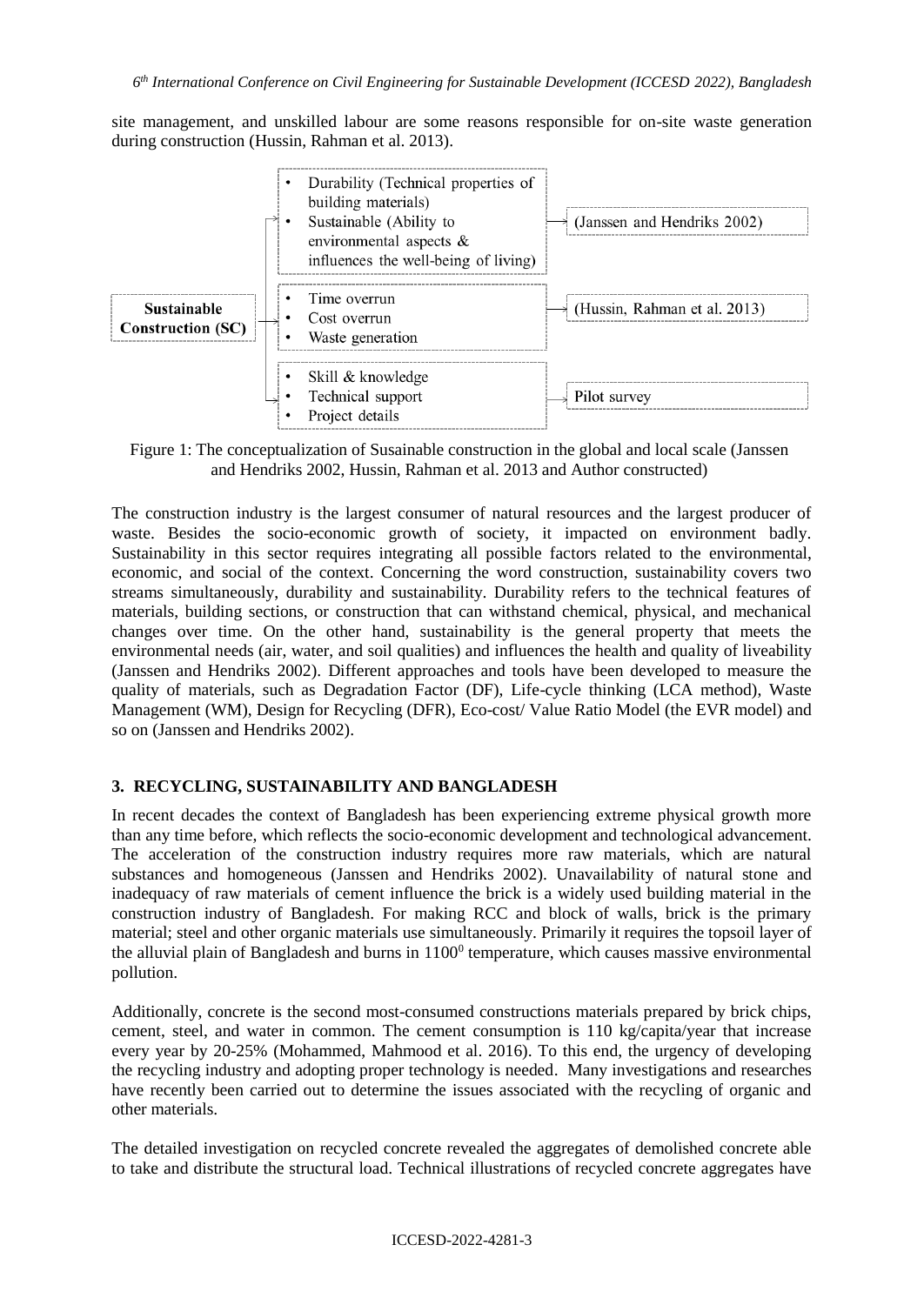site management, and unskilled labour are some reasons responsible for on-site waste generation during construction (Hussin, Rahman et al. 2013).

**Sustainable Construction (SC)**

| Factors | Source |
| --- | --- |
| • Durability (Technical properties of building materials)<br>• Sustainable (Ability to environmental aspects & influences the well-being of living) | (Janssen and Hendriks 2002) |
| • Time overrun<br>• Cost overrun<br>• Waste generation | (Hussin, Rahman et al. 2013) |
| • Skill & knowledge<br>• Technical support<br>• Project details | Pilot survey |

Figure 1: The conceptualization of Susainable construction in the global and local scale (Janssen and Hendriks 2002, Hussin, Rahman et al. 2013 and Author constructed)

The construction industry is the largest consumer of natural resources and the largest producer of waste. Besides the socio-economic growth of society, it impacted on environment badly. Sustainability in this sector requires integrating all possible factors related to the environmental, economic, and social of the context. Concerning the word construction, sustainability covers two streams simultaneously, durability and sustainability. Durability refers to the technical features of materials, building sections, or construction that can withstand chemical, physical, and mechanical changes over time. On the other hand, sustainability is the general property that meets the environmental needs (air, water, and soil qualities) and influences the health and quality of liveability (Janssen and Hendriks 2002). Different approaches and tools have been developed to measure the quality of materials, such as Degradation Factor (DF), Life-cycle thinking (LCA method), Waste Management (WM), Design for Recycling (DFR), Eco-cost/ Value Ratio Model (the EVR model) and so on (Janssen and Hendriks 2002).

## 3. RECYCLING, SUSTAINABILITY AND BANGLADESH

In recent decades the context of Bangladesh has been experiencing extreme physical growth more than any time before, which reflects the socio-economic development and technological advancement. The acceleration of the construction industry requires more raw materials, which are natural substances and homogeneous (Janssen and Hendriks 2002). Unavailability of natural stone and inadequacy of raw materials of cement influence the brick is a widely used building material in the construction industry of Bangladesh. For making RCC and block of walls, brick is the primary material; steel and other organic materials use simultaneously. Primarily it requires the topsoil layer of the alluvial plain of Bangladesh and burns in $1100^0$ temperature, which causes massive environmental pollution.

Additionally, concrete is the second most-consumed constructions materials prepared by brick chips, cement, steel, and water in common. The cement consumption is 110 kg/capita/year that increase every year by 20-25% (Mohammed, Mahmood et al. 2016). To this end, the urgency of developing the recycling industry and adopting proper technology is needed. Many investigations and researches have recently been carried out to determine the issues associated with the recycling of organic and other materials.

The detailed investigation on recycled concrete revealed the aggregates of demolished concrete able to take and distribute the structural load. Technical illustrations of recycled concrete aggregates have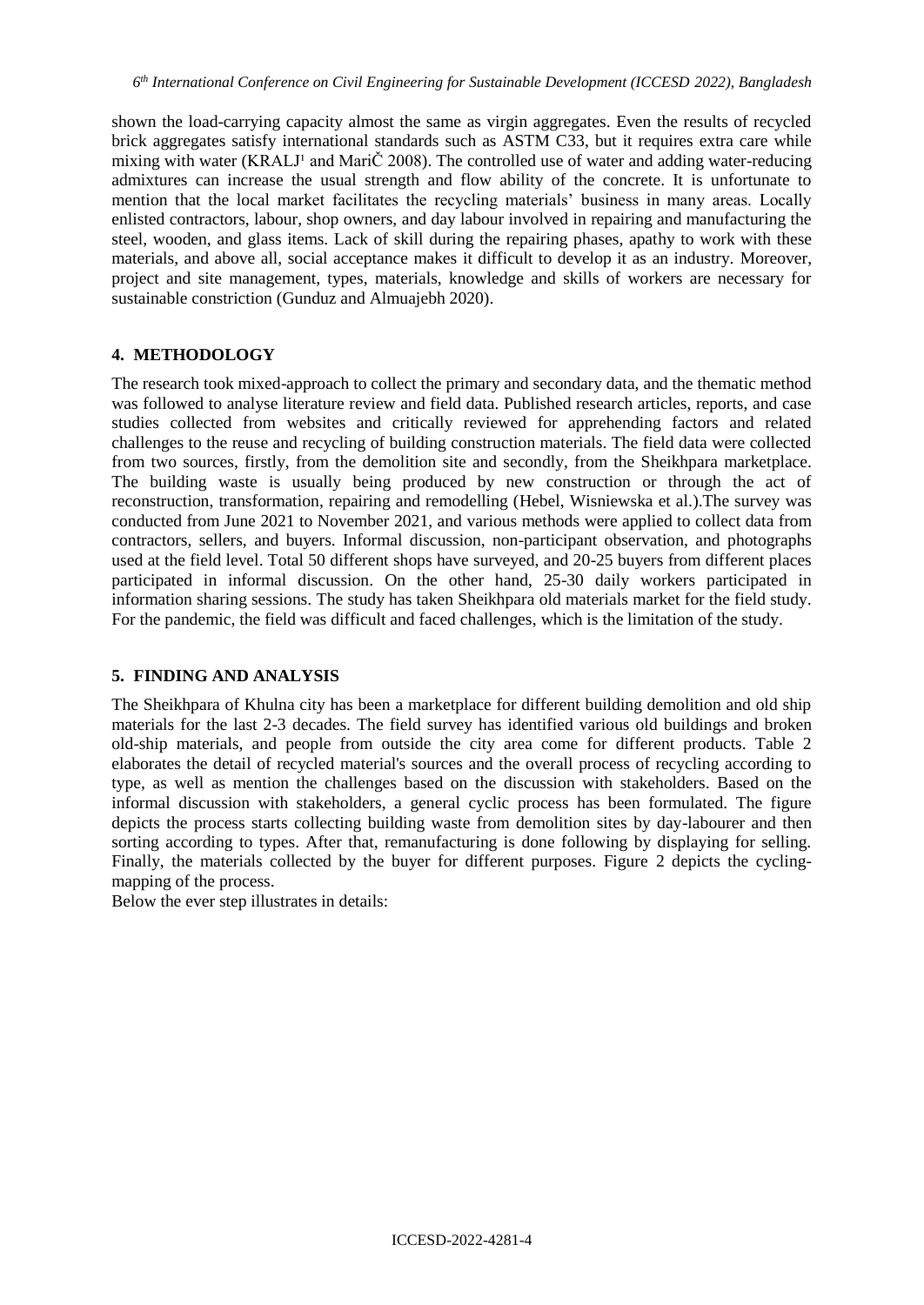shown the load-carrying capacity almost the same as virgin aggregates. Even the results of recycled brick aggregates satisfy international standards such as ASTM C33, but it requires extra care while mixing with water (KRALJ¹ and MariČ 2008). The controlled use of water and adding water-reducing admixtures can increase the usual strength and flow ability of the concrete. It is unfortunate to mention that the local market facilitates the recycling materials' business in many areas. Locally enlisted contractors, labour, shop owners, and day labour involved in repairing and manufacturing the steel, wooden, and glass items. Lack of skill during the repairing phases, apathy to work with these materials, and above all, social acceptance makes it difficult to develop it as an industry. Moreover, project and site management, types, materials, knowledge and skills of workers are necessary for sustainable constriction (Gunduz and Almuajebh 2020).

## 4. METHODOLOGY

The research took mixed-approach to collect the primary and secondary data, and the thematic method was followed to analyse literature review and field data. Published research articles, reports, and case studies collected from websites and critically reviewed for apprehending factors and related challenges to the reuse and recycling of building construction materials. The field data were collected from two sources, firstly, from the demolition site and secondly, from the Sheikhpara marketplace. The building waste is usually being produced by new construction or through the act of reconstruction, transformation, repairing and remodelling (Hebel, Wisniewska et al.).The survey was conducted from June 2021 to November 2021, and various methods were applied to collect data from contractors, sellers, and buyers. Informal discussion, non-participant observation, and photographs used at the field level. Total 50 different shops have surveyed, and 20-25 buyers from different places participated in informal discussion. On the other hand, 25-30 daily workers participated in information sharing sessions. The study has taken Sheikhpara old materials market for the field study. For the pandemic, the field was difficult and faced challenges, which is the limitation of the study.

## 5. FINDING AND ANALYSIS

The Sheikhpara of Khulna city has been a marketplace for different building demolition and old ship materials for the last 2-3 decades. The field survey has identified various old buildings and broken old-ship materials, and people from outside the city area come for different products. Table 2 elaborates the detail of recycled material's sources and the overall process of recycling according to type, as well as mention the challenges based on the discussion with stakeholders. Based on the informal discussion with stakeholders, a general cyclic process has been formulated. The figure depicts the process starts collecting building waste from demolition sites by day-labourer and then sorting according to types. After that, remanufacturing is done following by displaying for selling. Finally, the materials collected by the buyer for different purposes. Figure 2 depicts the cycling-mapping of the process.

Below the ever step illustrates in details: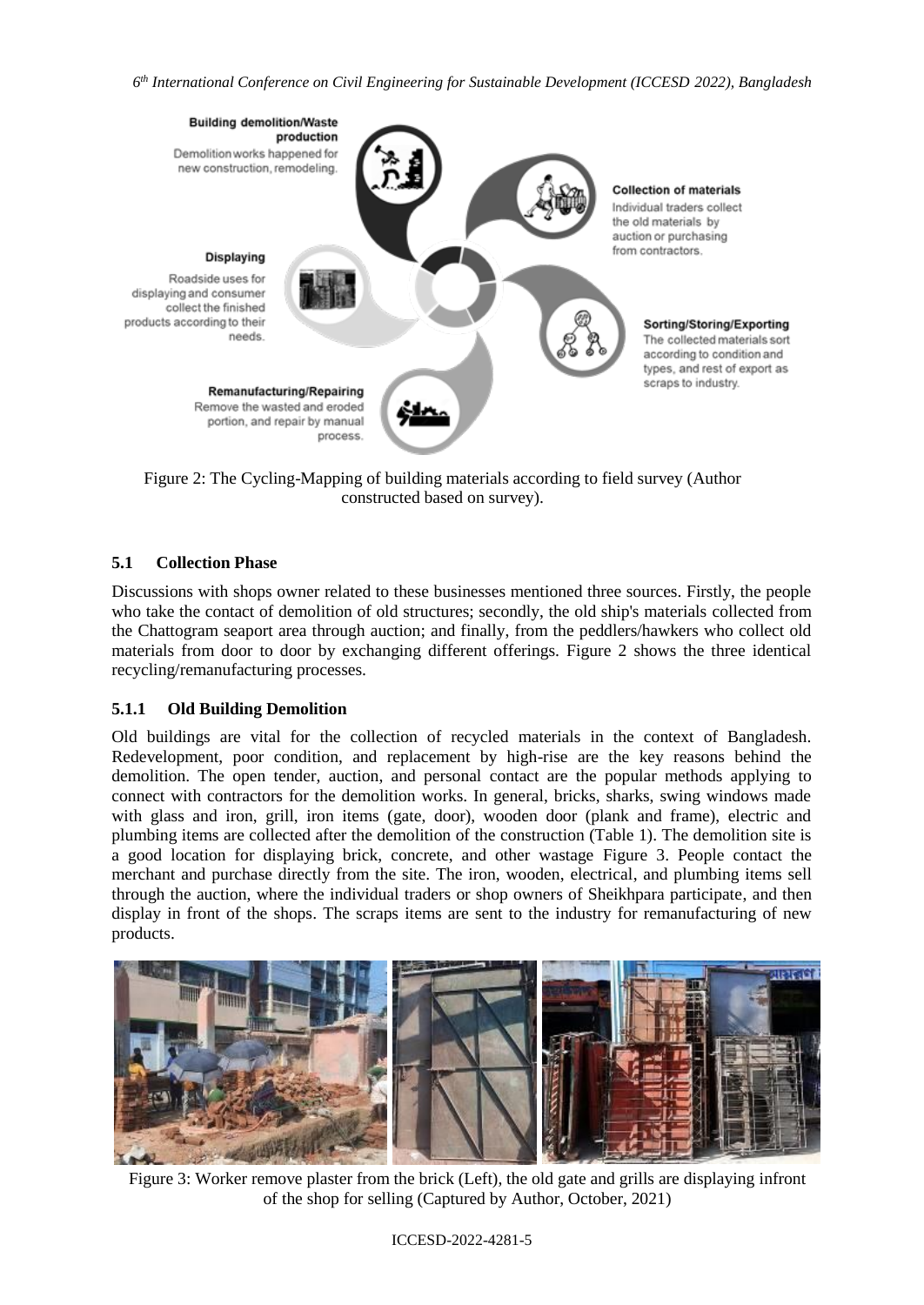Figure 2: The Cycling-Mapping of building materials according to field survey (Author constructed based on survey).

### 5.1 Collection Phase

Discussions with shops owner related to these businesses mentioned three sources. Firstly, the people who take the contact of demolition of old structures; secondly, the old ship's materials collected from the Chattogram seaport area through auction; and finally, from the peddlers/hawkers who collect old materials from door to door by exchanging different offerings. Figure 2 shows the three identical recycling/remanufacturing processes.

#### 5.1.1 Old Building Demolition

Old buildings are vital for the collection of recycled materials in the context of Bangladesh. Redevelopment, poor condition, and replacement by high-rise are the key reasons behind the demolition. The open tender, auction, and personal contact are the popular methods applying to connect with contractors for the demolition works. In general, bricks, sharks, swing windows made with glass and iron, grill, iron items (gate, door), wooden door (plank and frame), electric and plumbing items are collected after the demolition of the construction (Table 1). The demolition site is a good location for displaying brick, concrete, and other wastage Figure 3. People contact the merchant and purchase directly from the site. The iron, wooden, electrical, and plumbing items sell through the auction, where the individual traders or shop owners of Sheikhpara participate, and then display in front of the shops. The scraps items are sent to the industry for remanufacturing of new products.

Figure 3: Worker remove plaster from the brick (Left), the old gate and grills are displaying infront of the shop for selling (Captured by Author, October, 2021)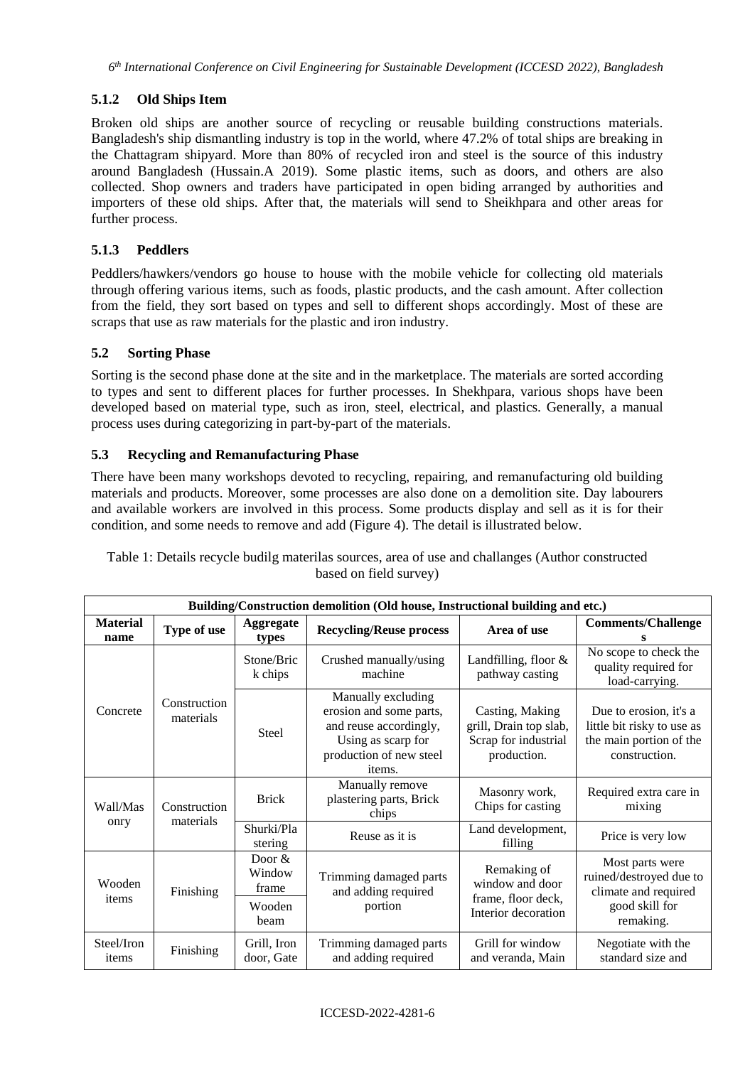### 5.1.2 Old Ships Item

Broken old ships are another source of recycling or reusable building constructions materials. Bangladesh's ship dismantling industry is top in the world, where 47.2% of total ships are breaking in the Chattagram shipyard. More than 80% of recycled iron and steel is the source of this industry around Bangladesh (Hussain.A 2019). Some plastic items, such as doors, and others are also collected. Shop owners and traders have participated in open biding arranged by authorities and importers of these old ships. After that, the materials will send to Sheikhpara and other areas for further process.

### 5.1.3 Peddlers

Peddlers/hawkers/vendors go house to house with the mobile vehicle for collecting old materials through offering various items, such as foods, plastic products, and the cash amount. After collection from the field, they sort based on types and sell to different shops accordingly. Most of these are scraps that use as raw materials for the plastic and iron industry.

## 5.2 Sorting Phase

Sorting is the second phase done at the site and in the marketplace. The materials are sorted according to types and sent to different places for further processes. In Shekhpara, various shops have been developed based on material type, such as iron, steel, electrical, and plastics. Generally, a manual process uses during categorizing in part-by-part of the materials.

## 5.3 Recycling and Remanufacturing Phase

There have been many workshops devoted to recycling, repairing, and remanufacturing old building materials and products. Moreover, some processes are also done on a demolition site. Day labourers and available workers are involved in this process. Some products display and sell as it is for their condition, and some needs to remove and add (Figure 4). The detail is illustrated below.

Table 1: Details recycle budilg materilas sources, area of use and challanges (Author constructed based on field survey)

| Building/Construction demolition (Old house, Instructional building and etc.) | | | | | |
|---|---|---|---|---|---|
| **Material name** | **Type of use** | **Aggregate types** | **Recycling/Reuse process** | **Area of use** | **Comments/Challenges** |
| Concrete | Construction materials | Stone/Brick chips | Crushed manually/using machine | Landfilling, floor & pathway casting | No scope to check the quality required for load-carrying. |
| | | Steel | Manually excluding erosion and some parts, and reuse accordingly, Using as scarp for production of new steel items. | Casting, Making grill, Drain top slab, Scrap for industrial production. | Due to erosion, it's a little bit risky to use as the main portion of the construction. |
| Wall/Masonry | Construction materials | Brick | Manually remove plastering parts, Brick chips | Masonry work, Chips for casting | Required extra care in mixing |
| | | Shurki/Plastering | Reuse as it is | Land development, filling | Price is very low |
| Wooden items | Finishing | Door & Window frame | Trimming damaged parts and adding required portion | Remaking of window and door frame, floor deck, Interior decoration | Most parts were ruined/destroyed due to climate and required good skill for remaking. |
| | | Wooden beam | | | |
| Steel/Iron items | Finishing | Grill, Iron door, Gate | Trimming damaged parts and adding required | Grill for window and veranda, Main | Negotiate with the standard size and |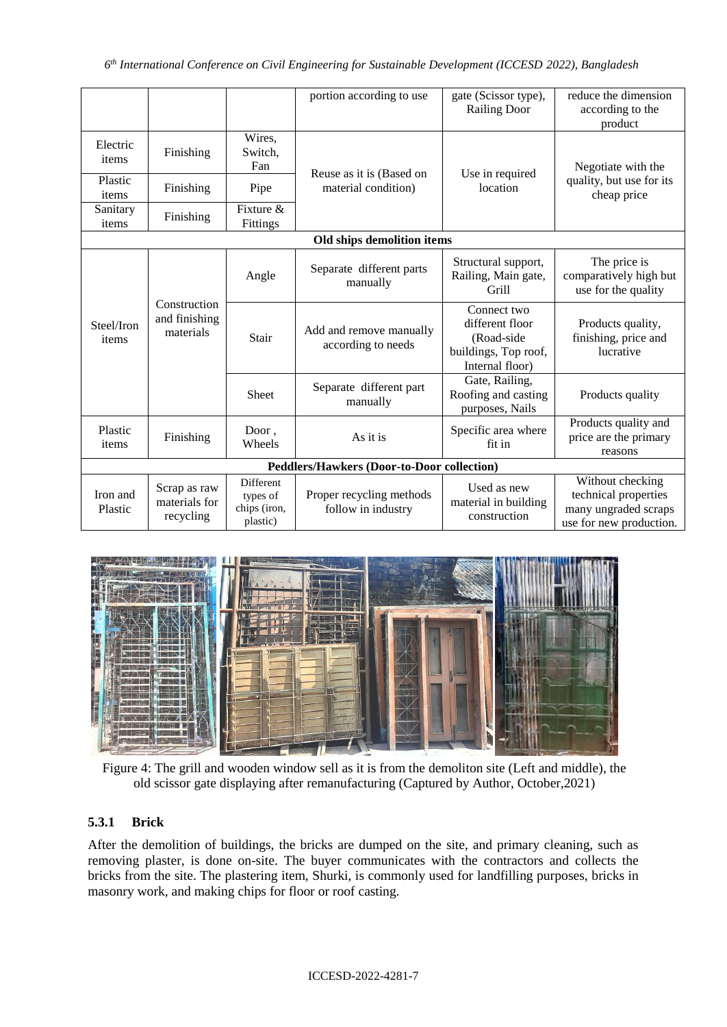|  |  |  | portion according to use | gate (Scissor type), Railing Door | reduce the dimension according to the product |
|---|---|---|---|---|---|
| Electric items | Finishing | Wires, Switch, Fan | Reuse as it is (Based on material condition) | Use in required location | Negotiate with the quality, but use for its cheap price |
| Plastic items | Finishing | Pipe |  |  |  |
| Sanitary items | Finishing | Fixture & Fittings |  |  |  |
| **Old ships demolition items** |  |  |  |  |  |
| Steel/Iron items | Construction and finishing materials | Angle | Separate different parts manually | Structural support, Railing, Main gate, Grill | The price is comparatively high but use for the quality |
|  |  | Stair | Add and remove manually according to needs | Connect two different floor (Road-side buildings, Top roof, Internal floor) | Products quality, finishing, price and lucrative |
|  |  | Sheet | Separate different part manually | Gate, Railing, Roofing and casting purposes, Nails | Products quality |
| Plastic items | Finishing | Door, Wheels | As it is | Specific area where fit in | Products quality and price are the primary reasons |
| **Peddlers/Hawkers (Door-to-Door collection)** |  |  |  |  |  |
| Iron and Plastic | Scrap as raw materials for recycling | Different types of chips (iron, plastic) | Proper recycling methods follow in industry | Used as new material in building construction | Without checking technical properties many ungraded scraps use for new production. |

Figure 4: The grill and wooden window sell as it is from the demoliton site (Left and middle), the old scissor gate displaying after remanufacturing (Captured by Author, October,2021)

### 5.3.1 Brick

After the demolition of buildings, the bricks are dumped on the site, and primary cleaning, such as removing plaster, is done on-site. The buyer communicates with the contractors and collects the bricks from the site. The plastering item, Shurki, is commonly used for landfilling purposes, bricks in masonry work, and making chips for floor or roof casting.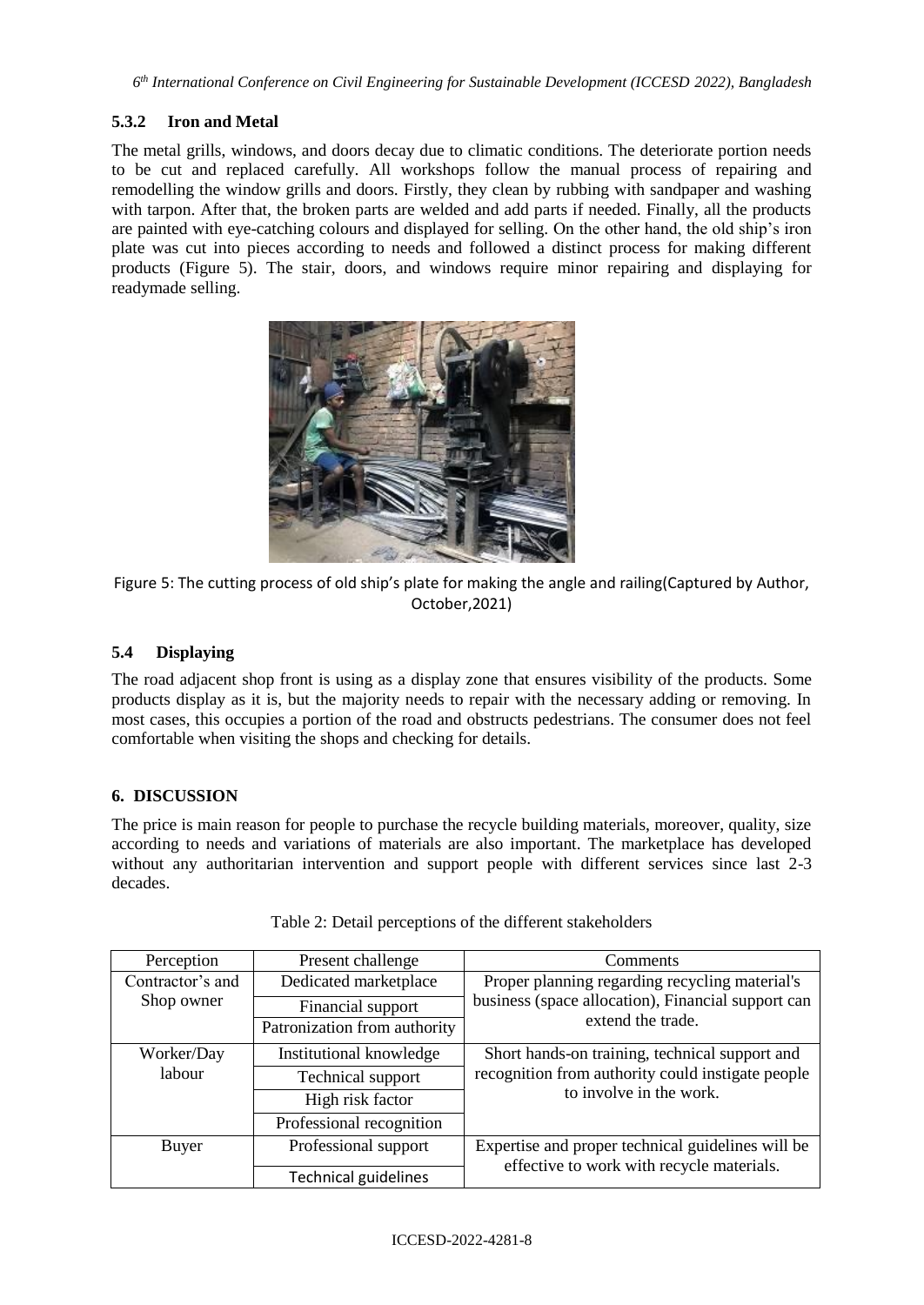### 5.3.2 Iron and Metal

The metal grills, windows, and doors decay due to climatic conditions. The deteriorate portion needs to be cut and replaced carefully. All workshops follow the manual process of repairing and remodelling the window grills and doors. Firstly, they clean by rubbing with sandpaper and washing with tarpon. After that, the broken parts are welded and add parts if needed. Finally, all the products are painted with eye-catching colours and displayed for selling. On the other hand, the old ship's iron plate was cut into pieces according to needs and followed a distinct process for making different products (Figure 5). The stair, doors, and windows require minor repairing and displaying for readymade selling.

Figure 5: The cutting process of old ship's plate for making the angle and railing(Captured by Author, October,2021)

## 5.4 Displaying

The road adjacent shop front is using as a display zone that ensures visibility of the products. Some products display as it is, but the majority needs to repair with the necessary adding or removing. In most cases, this occupies a portion of the road and obstructs pedestrians. The consumer does not feel comfortable when visiting the shops and checking for details.

# 6. DISCUSSION

The price is main reason for people to purchase the recycle building materials, moreover, quality, size according to needs and variations of materials are also important. The marketplace has developed without any authoritarian intervention and support people with different services since last 2-3 decades.

Table 2: Detail perceptions of the different stakeholders

| Perception | Present challenge | Comments |
|---|---|---|
| Contractor's and Shop owner | Dedicated marketplace | Proper planning regarding recycling material's business (space allocation), Financial support can extend the trade. |
| | Financial support | |
| | Patronization from authority | |
| Worker/Day labour | Institutional knowledge | Short hands-on training, technical support and recognition from authority could instigate people to involve in the work. |
| | Technical support | |
| | High risk factor | |
| | Professional recognition | |
| Buyer | Professional support | Expertise and proper technical guidelines will be effective to work with recycle materials. |
| | Technical guidelines | |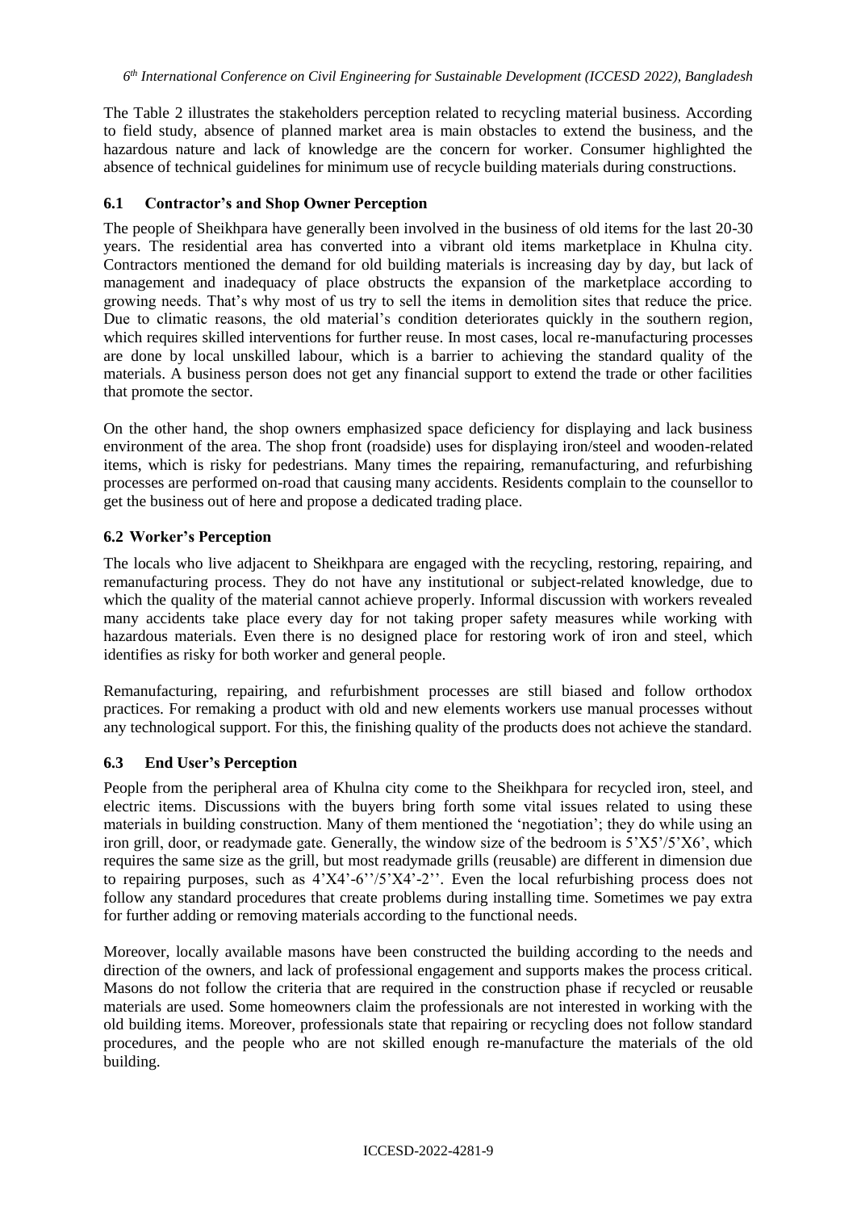The Table 2 illustrates the stakeholders perception related to recycling material business. According to field study, absence of planned market area is main obstacles to extend the business, and the hazardous nature and lack of knowledge are the concern for worker. Consumer highlighted the absence of technical guidelines for minimum use of recycle building materials during constructions.

### 6.1 Contractor's and Shop Owner Perception

The people of Sheikhpara have generally been involved in the business of old items for the last 20-30 years. The residential area has converted into a vibrant old items marketplace in Khulna city. Contractors mentioned the demand for old building materials is increasing day by day, but lack of management and inadequacy of place obstructs the expansion of the marketplace according to growing needs. That's why most of us try to sell the items in demolition sites that reduce the price. Due to climatic reasons, the old material's condition deteriorates quickly in the southern region, which requires skilled interventions for further reuse. In most cases, local re-manufacturing processes are done by local unskilled labour, which is a barrier to achieving the standard quality of the materials. A business person does not get any financial support to extend the trade or other facilities that promote the sector.

On the other hand, the shop owners emphasized space deficiency for displaying and lack business environment of the area. The shop front (roadside) uses for displaying iron/steel and wooden-related items, which is risky for pedestrians. Many times the repairing, remanufacturing, and refurbishing processes are performed on-road that causing many accidents. Residents complain to the counsellor to get the business out of here and propose a dedicated trading place.

### 6.2 Worker's Perception

The locals who live adjacent to Sheikhpara are engaged with the recycling, restoring, repairing, and remanufacturing process. They do not have any institutional or subject-related knowledge, due to which the quality of the material cannot achieve properly. Informal discussion with workers revealed many accidents take place every day for not taking proper safety measures while working with hazardous materials. Even there is no designed place for restoring work of iron and steel, which identifies as risky for both worker and general people.

Remanufacturing, repairing, and refurbishment processes are still biased and follow orthodox practices. For remaking a product with old and new elements workers use manual processes without any technological support. For this, the finishing quality of the products does not achieve the standard.

### 6.3 End User's Perception

People from the peripheral area of Khulna city come to the Sheikhpara for recycled iron, steel, and electric items. Discussions with the buyers bring forth some vital issues related to using these materials in building construction. Many of them mentioned the 'negotiation'; they do while using an iron grill, door, or readymade gate. Generally, the window size of the bedroom is 5'X5'/5'X6', which requires the same size as the grill, but most readymade grills (reusable) are different in dimension due to repairing purposes, such as 4'X4'-6''/5'X4'-2''. Even the local refurbishing process does not follow any standard procedures that create problems during installing time. Sometimes we pay extra for further adding or removing materials according to the functional needs.

Moreover, locally available masons have been constructed the building according to the needs and direction of the owners, and lack of professional engagement and supports makes the process critical. Masons do not follow the criteria that are required in the construction phase if recycled or reusable materials are used. Some homeowners claim the professionals are not interested in working with the old building items. Moreover, professionals state that repairing or recycling does not follow standard procedures, and the people who are not skilled enough re-manufacture the materials of the old building.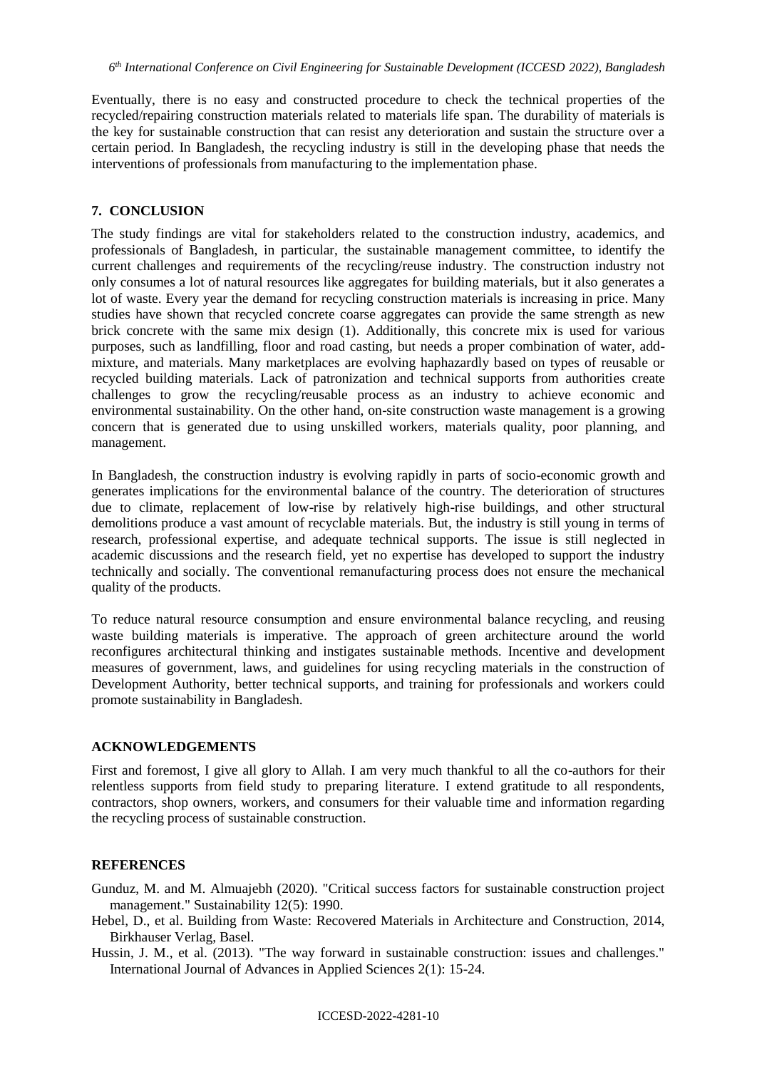Eventually, there is no easy and constructed procedure to check the technical properties of the recycled/repairing construction materials related to materials life span. The durability of materials is the key for sustainable construction that can resist any deterioration and sustain the structure over a certain period. In Bangladesh, the recycling industry is still in the developing phase that needs the interventions of professionals from manufacturing to the implementation phase.

## 7. CONCLUSION

The study findings are vital for stakeholders related to the construction industry, academics, and professionals of Bangladesh, in particular, the sustainable management committee, to identify the current challenges and requirements of the recycling/reuse industry. The construction industry not only consumes a lot of natural resources like aggregates for building materials, but it also generates a lot of waste. Every year the demand for recycling construction materials is increasing in price. Many studies have shown that recycled concrete coarse aggregates can provide the same strength as new brick concrete with the same mix design (1). Additionally, this concrete mix is used for various purposes, such as landfilling, floor and road casting, but needs a proper combination of water, add-mixture, and materials. Many marketplaces are evolving haphazardly based on types of reusable or recycled building materials. Lack of patronization and technical supports from authorities create challenges to grow the recycling/reusable process as an industry to achieve economic and environmental sustainability. On the other hand, on-site construction waste management is a growing concern that is generated due to using unskilled workers, materials quality, poor planning, and management.

In Bangladesh, the construction industry is evolving rapidly in parts of socio-economic growth and generates implications for the environmental balance of the country. The deterioration of structures due to climate, replacement of low-rise by relatively high-rise buildings, and other structural demolitions produce a vast amount of recyclable materials. But, the industry is still young in terms of research, professional expertise, and adequate technical supports. The issue is still neglected in academic discussions and the research field, yet no expertise has developed to support the industry technically and socially. The conventional remanufacturing process does not ensure the mechanical quality of the products.

To reduce natural resource consumption and ensure environmental balance recycling, and reusing waste building materials is imperative. The approach of green architecture around the world reconfigures architectural thinking and instigates sustainable methods. Incentive and development measures of government, laws, and guidelines for using recycling materials in the construction of Development Authority, better technical supports, and training for professionals and workers could promote sustainability in Bangladesh.

## ACKNOWLEDGEMENTS

First and foremost, I give all glory to Allah. I am very much thankful to all the co-authors for their relentless supports from field study to preparing literature. I extend gratitude to all respondents, contractors, shop owners, workers, and consumers for their valuable time and information regarding the recycling process of sustainable construction.

## REFERENCES

Gunduz, M. and M. Almuajebh (2020). "Critical success factors for sustainable construction project management." Sustainability 12(5): 1990.

Hebel, D., et al. Building from Waste: Recovered Materials in Architecture and Construction, 2014, Birkhauser Verlag, Basel.

Hussin, J. M., et al. (2013). "The way forward in sustainable construction: issues and challenges." International Journal of Advances in Applied Sciences 2(1): 15-24.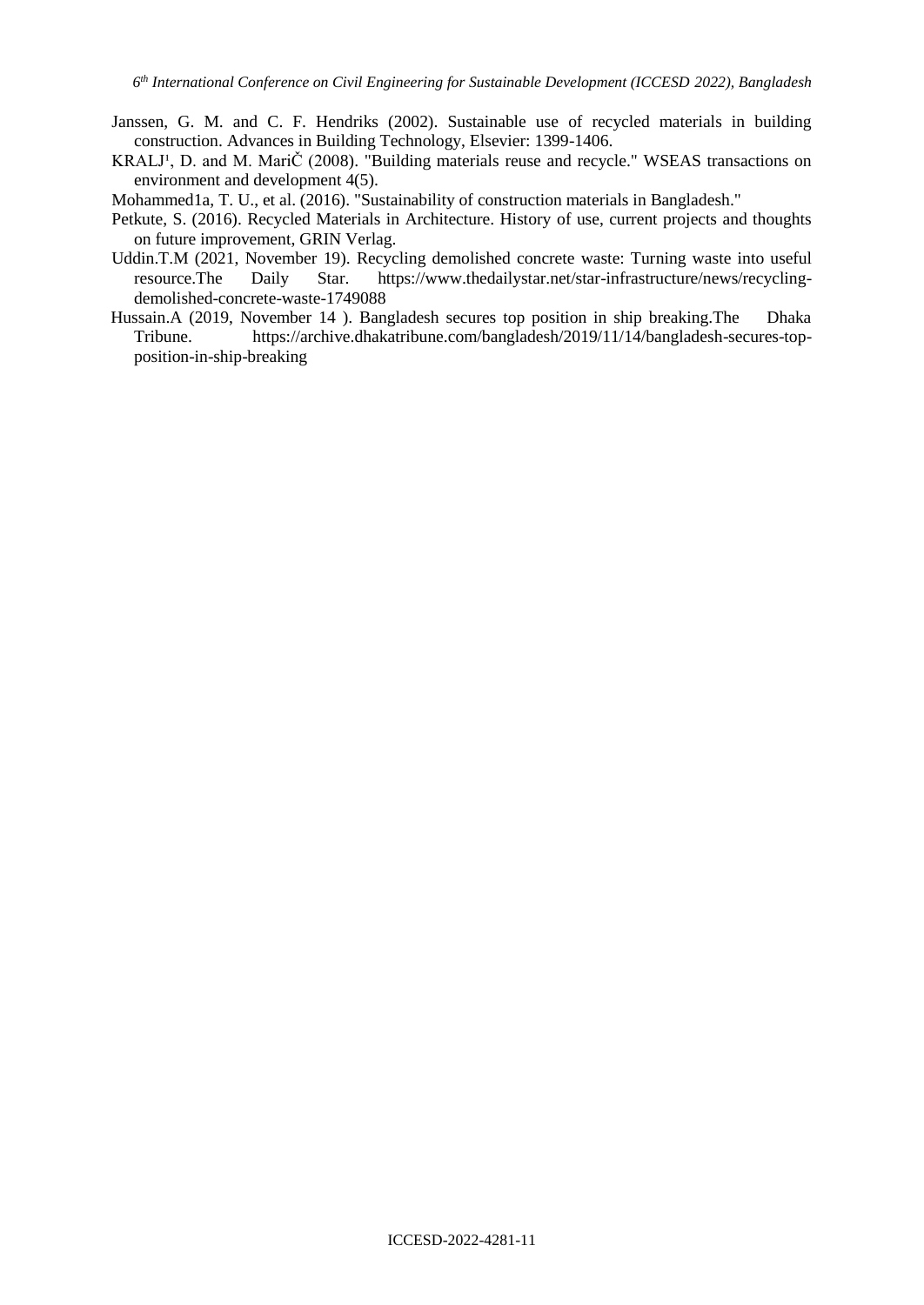Janssen, G. M. and C. F. Hendriks (2002). Sustainable use of recycled materials in building construction. Advances in Building Technology, Elsevier: 1399-1406.

KRALJ[1], D. and M. MariČ (2008). "Building materials reuse and recycle." WSEAS transactions on environment and development 4(5).

Mohammed1a, T. U., et al. (2016). "Sustainability of construction materials in Bangladesh."

Petkute, S. (2016). Recycled Materials in Architecture. History of use, current projects and thoughts on future improvement, GRIN Verlag.

Uddin.T.M (2021, November 19). Recycling demolished concrete waste: Turning waste into useful resource.The Daily Star. https://www.thedailystar.net/star-infrastructure/news/recycling-demolished-concrete-waste-1749088

Hussain.A (2019, November 14 ). Bangladesh secures top position in ship breaking.The Dhaka Tribune. https://archive.dhakatribune.com/bangladesh/2019/11/14/bangladesh-secures-top-position-in-ship-breaking